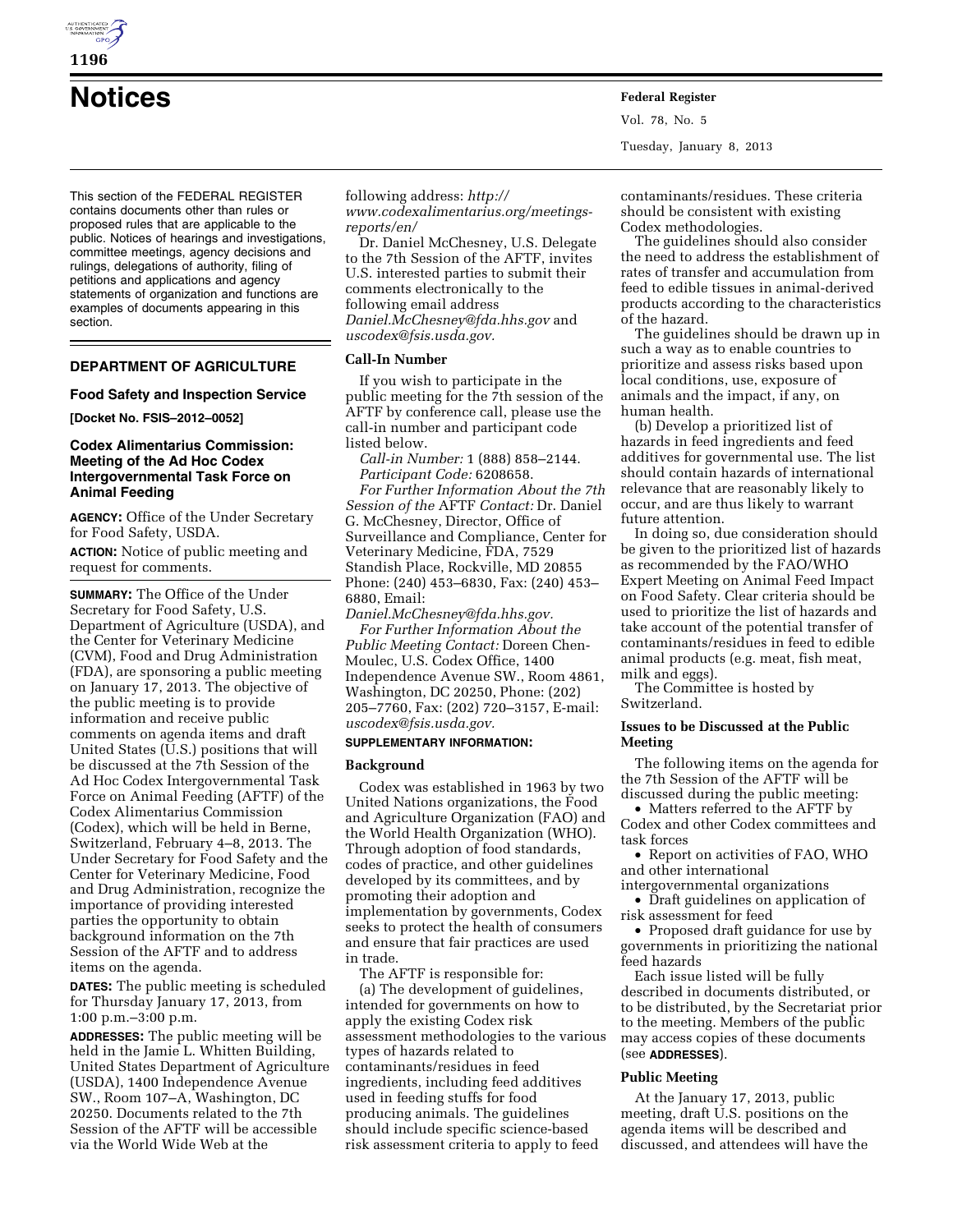# Notices

This section of the FEDERAL REGISTER contains documents other than rules or proposed rules that are applicable to the public. Notices of hearings and investigations, committee meetings, agency decisions and rulings, delegations of authority, filing of petitions and applications and agency statements of organization and functions are examples of documents appearing in this section.

## DEPARTMENT OF AGRICULTURE

### Food Safety and Inspection Service

**[Docket No. FSIS–2012–0052]**

### Codex Alimentarius Commission: Meeting of the Ad Hoc Codex Intergovernmental Task Force on Animal Feeding

**AGENCY:** Office of the Under Secretary for Food Safety, USDA.

**ACTION:** Notice of public meeting and request for comments.

**SUMMARY:** The Office of the Under Secretary for Food Safety, U.S. Department of Agriculture (USDA), and the Center for Veterinary Medicine (CVM), Food and Drug Administration (FDA), are sponsoring a public meeting on January 17, 2013. The objective of the public meeting is to provide information and receive public comments on agenda items and draft United States (U.S.) positions that will be discussed at the 7th Session of the Ad Hoc Codex Intergovernmental Task Force on Animal Feeding (AFTF) of the Codex Alimentarius Commission (Codex), which will be held in Berne, Switzerland, February 4–8, 2013. The Under Secretary for Food Safety and the Center for Veterinary Medicine, Food and Drug Administration, recognize the importance of providing interested parties the opportunity to obtain background information on the 7th Session of the AFTF and to address items on the agenda.

**DATES:** The public meeting is scheduled for Thursday January 17, 2013, from 1:00 p.m.–3:00 p.m.

**ADDRESSES:** The public meeting will be held in the Jamie L. Whitten Building, United States Department of Agriculture (USDA), 1400 Independence Avenue SW., Room 107–A, Washington, DC 20250. Documents related to the 7th Session of the AFTF will be accessible via the World Wide Web at the following address: *http://www.codexalimentarius.org/meetings-reports/en/*

Dr. Daniel McChesney, U.S. Delegate to the 7th Session of the AFTF, invites U.S. interested parties to submit their comments electronically to the following email address *Daniel.McChesney@fda.hhs.gov* and *uscodex@fsis.usda.gov.*

### Call-In Number

If you wish to participate in the public meeting for the 7th session of the AFTF by conference call, please use the call-in number and participant code listed below.

*Call-in Number:* 1 (888) 858–2144.

*Participant Code:* 6208658.

*For Further Information About the 7th Session of the* AFTF *Contact:* Dr. Daniel G. McChesney, Director, Office of Surveillance and Compliance, Center for Veterinary Medicine, FDA, 7529 Standish Place, Rockville, MD 20855 Phone: (240) 453–6830, Fax: (240) 453–6880, Email: *Daniel.McChesney@fda.hhs.gov.*

*For Further Information About the Public Meeting Contact:* Doreen Chen-Moulec, U.S. Codex Office, 1400 Independence Avenue SW., Room 4861, Washington, DC 20250, Phone: (202) 205–7760, Fax: (202) 720–3157, E-mail: *uscodex@fsis.usda.gov.*

**SUPPLEMENTARY INFORMATION:**

### Background

Codex was established in 1963 by two United Nations organizations, the Food and Agriculture Organization (FAO) and the World Health Organization (WHO). Through adoption of food standards, codes of practice, and other guidelines developed by its committees, and by promoting their adoption and implementation by governments, Codex seeks to protect the health of consumers and ensure that fair practices are used in trade.

The AFTF is responsible for:

(a) The development of guidelines, intended for governments on how to apply the existing Codex risk assessment methodologies to the various types of hazards related to contaminants/residues in feed ingredients, including feed additives used in feeding stuffs for food producing animals. The guidelines should include specific science-based risk assessment criteria to apply to feed contaminants/residues. These criteria should be consistent with existing Codex methodologies.

The guidelines should also consider the need to address the establishment of rates of transfer and accumulation from feed to edible tissues in animal-derived products according to the characteristics of the hazard.

The guidelines should be drawn up in such a way as to enable countries to prioritize and assess risks based upon local conditions, use, exposure of animals and the impact, if any, on human health.

(b) Develop a prioritized list of hazards in feed ingredients and feed additives for governmental use. The list should contain hazards of international relevance that are reasonably likely to occur, and are thus likely to warrant future attention.

In doing so, due consideration should be given to the prioritized list of hazards as recommended by the FAO/WHO Expert Meeting on Animal Feed Impact on Food Safety. Clear criteria should be used to prioritize the list of hazards and take account of the potential transfer of contaminants/residues in feed to edible animal products (e.g. meat, fish meat, milk and eggs).

The Committee is hosted by Switzerland.

### Issues to be Discussed at the Public Meeting

The following items on the agenda for the 7th Session of the AFTF will be discussed during the public meeting:

- Matters referred to the AFTF by Codex and other Codex committees and task forces
- Report on activities of FAO, WHO and other international intergovernmental organizations
- Draft guidelines on application of risk assessment for feed
- Proposed draft guidance for use by governments in prioritizing the national feed hazards

Each issue listed will be fully described in documents distributed, or to be distributed, by the Secretariat prior to the meeting. Members of the public may access copies of these documents (see **ADDRESSES**).

### Public Meeting

At the January 17, 2013, public meeting, draft U.S. positions on the agenda items will be described and discussed, and attendees will have the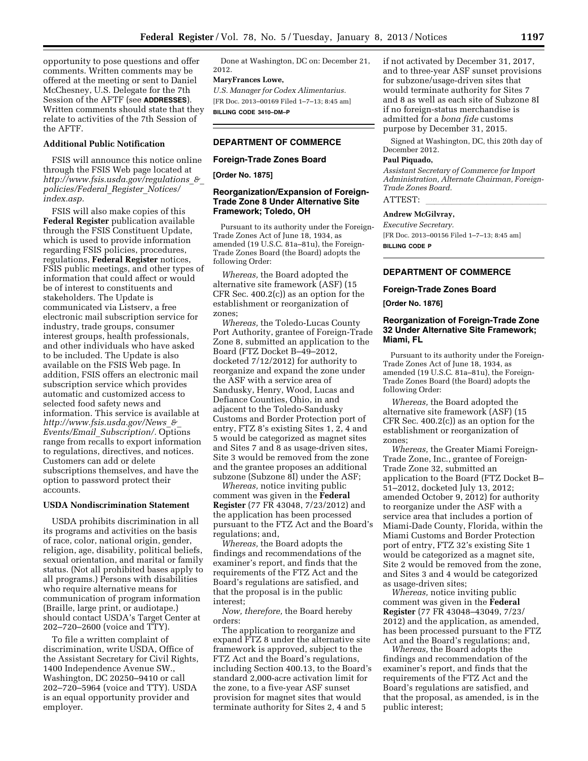opportunity to pose questions and offer comments. Written comments may be offered at the meeting or sent to Daniel McChesney, U.S. Delegate for the 7th Session of the AFTF (see **ADDRESSES**). Written comments should state that they relate to activities of the 7th Session of the AFTF.

### Additional Public Notification

FSIS will announce this notice online through the FSIS Web page located at *http://www.fsis.usda.gov/regulations_&_policies/Federal_Register_Notices/index.asp.*

FSIS will also make copies of this **Federal Register** publication available through the FSIS Constituent Update, which is used to provide information regarding FSIS policies, procedures, regulations, **Federal Register** notices, FSIS public meetings, and other types of information that could affect or would be of interest to constituents and stakeholders. The Update is communicated via Listserv, a free electronic mail subscription service for industry, trade groups, consumer interest groups, health professionals, and other individuals who have asked to be included. The Update is also available on the FSIS Web page. In addition, FSIS offers an electronic mail subscription service which provides automatic and customized access to selected food safety news and information. This service is available at *http://www.fsis.usda.gov/News_&_Events/Email_Subscription/.* Options range from recalls to export information to regulations, directives, and notices. Customers can add or delete subscriptions themselves, and have the option to password protect their accounts.

### USDA Nondiscrimination Statement

USDA prohibits discrimination in all its programs and activities on the basis of race, color, national origin, gender, religion, age, disability, political beliefs, sexual orientation, and marital or family status. (Not all prohibited bases apply to all programs.) Persons with disabilities who require alternative means for communication of program information (Braille, large print, or audiotape.) should contact USDA's Target Center at 202–720–2600 (voice and TTY).

To file a written complaint of discrimination, write USDA, Office of the Assistant Secretary for Civil Rights, 1400 Independence Avenue SW., Washington, DC 20250–9410 or call 202–720–5964 (voice and TTY). USDA is an equal opportunity provider and employer.

Done at Washington, DC on: December 21, 2012.

**MaryFrances Lowe,**

*U.S. Manager for Codex Alimentarius.*

[FR Doc. 2013–00169 Filed 1–7–13; 8:45 am]

**BILLING CODE 3410–DM–P**

---

## DEPARTMENT OF COMMERCE

### Foreign-Trade Zones Board

**[Order No. 1875]**

### Reorganization/Expansion of Foreign-Trade Zone 8 Under Alternative Site Framework; Toledo, OH

Pursuant to its authority under the Foreign-Trade Zones Act of June 18, 1934, as amended (19 U.S.C. 81a–81u), the Foreign-Trade Zones Board (the Board) adopts the following Order:

*Whereas,* the Board adopted the alternative site framework (ASF) (15 CFR Sec. 400.2(c)) as an option for the establishment or reorganization of zones;

*Whereas,* the Toledo-Lucas County Port Authority, grantee of Foreign-Trade Zone 8, submitted an application to the Board (FTZ Docket B–49–2012, docketed 7/12/2012) for authority to reorganize and expand the zone under the ASF with a service area of Sandusky, Henry, Wood, Lucas and Defiance Counties, Ohio, in and adjacent to the Toledo-Sandusky Customs and Border Protection port of entry, FTZ 8's existing Sites 1, 2, 4 and 5 would be categorized as magnet sites and Sites 7 and 8 as usage-driven sites, Site 3 would be removed from the zone and the grantee proposes an additional subzone (Subzone 8I) under the ASF;

*Whereas,* notice inviting public comment was given in the **Federal Register** (77 FR 43048, 7/23/2012) and the application has been processed pursuant to the FTZ Act and the Board's regulations; and,

*Whereas,* the Board adopts the findings and recommendations of the examiner's report, and finds that the requirements of the FTZ Act and the Board's regulations are satisfied, and that the proposal is in the public interest;

*Now, therefore,* the Board hereby orders:

The application to reorganize and expand FTZ 8 under the alternative site framework is approved, subject to the FTZ Act and the Board's regulations, including Section 400.13, to the Board's standard 2,000-acre activation limit for the zone, to a five-year ASF sunset provision for magnet sites that would terminate authority for Sites 2, 4 and 5 if not activated by December 31, 2017, and to three-year ASF sunset provisions for subzone/usage-driven sites that would terminate authority for Sites 7 and 8 as well as each site of Subzone 8I if no foreign-status merchandise is admitted for a *bona fide* customs purpose by December 31, 2015.

Signed at Washington, DC, this 20th day of December 2012.

**Paul Piquado,**

*Assistant Secretary of Commerce for Import Administration, Alternate Chairman, Foreign-Trade Zones Board.*

ATTEST:

**Andrew McGilvray,**

*Executive Secretary.*

[FR Doc. 2013–00156 Filed 1–7–13; 8:45 am]

**BILLING CODE P**

---

## DEPARTMENT OF COMMERCE

### Foreign-Trade Zones Board

**[Order No. 1876]**

### Reorganization of Foreign-Trade Zone 32 Under Alternative Site Framework; Miami, FL

Pursuant to its authority under the Foreign-Trade Zones Act of June 18, 1934, as amended (19 U.S.C. 81a–81u), the Foreign-Trade Zones Board (the Board) adopts the following Order:

*Whereas,* the Board adopted the alternative site framework (ASF) (15 CFR Sec. 400.2(c)) as an option for the establishment or reorganization of zones;

*Whereas,* the Greater Miami Foreign-Trade Zone, Inc., grantee of Foreign-Trade Zone 32, submitted an application to the Board (FTZ Docket B–51–2012, docketed July 13, 2012; amended October 9, 2012) for authority to reorganize under the ASF with a service area that includes a portion of Miami-Dade County, Florida, within the Miami Customs and Border Protection port of entry, FTZ 32's existing Site 1 would be categorized as a magnet site, Site 2 would be removed from the zone, and Sites 3 and 4 would be categorized as usage-driven sites;

*Whereas,* notice inviting public comment was given in the **Federal Register** (77 FR 43048–43049, 7/23/2012) and the application, as amended, has been processed pursuant to the FTZ Act and the Board's regulations; and,

*Whereas,* the Board adopts the findings and recommendation of the examiner's report, and finds that the requirements of the FTZ Act and the Board's regulations are satisfied, and that the proposal, as amended, is in the public interest;